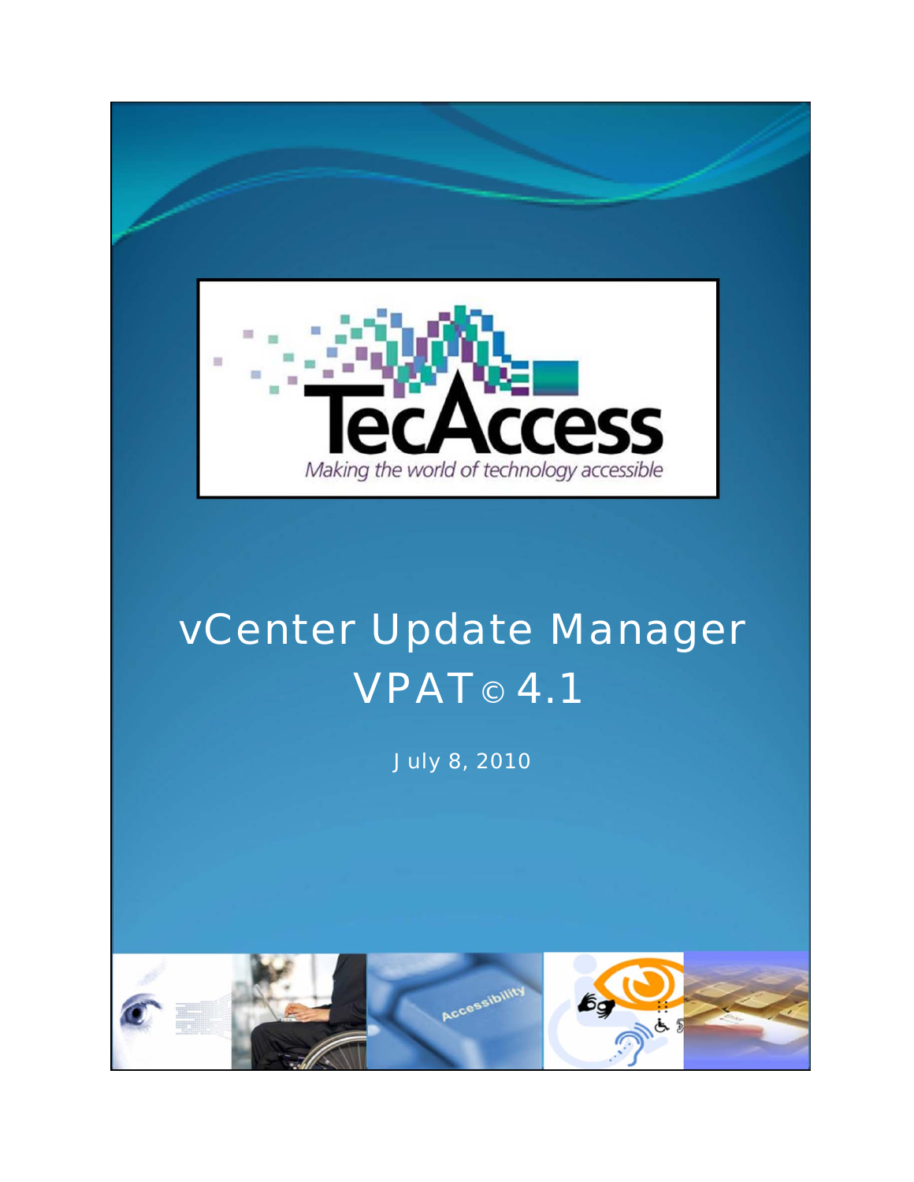TecAccess

*Making the world of technology accessible*

# vCenter Update Manager VPAT© 4.1

July 8, 2010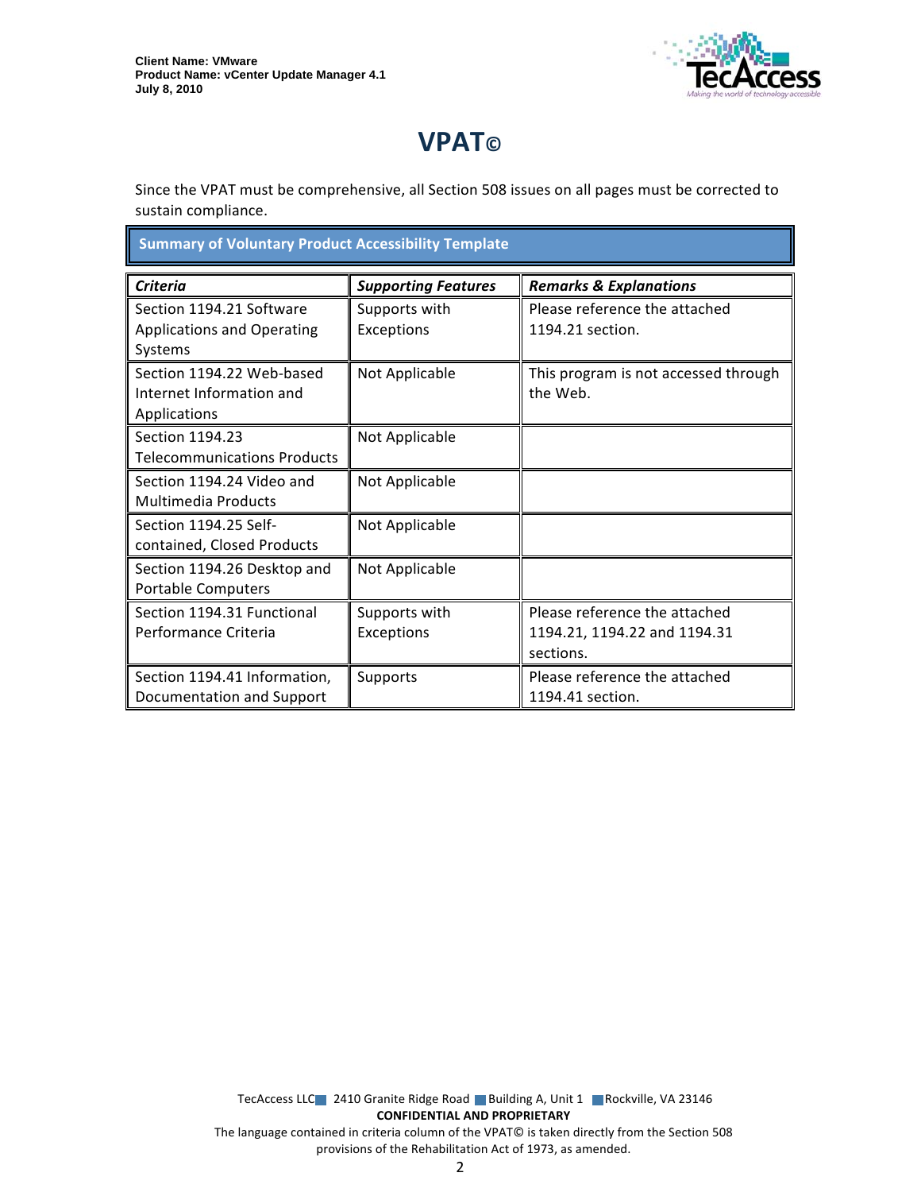# VPAT©

Since the VPAT must be comprehensive, all Section 508 issues on all pages must be corrected to sustain compliance.

| Summary of Voluntary Product Accessibility Template | | |
|---|---|---|
| ***Criteria*** | ***Supporting Features*** | ***Remarks & Explanations*** |
| Section 1194.21 Software Applications and Operating Systems | Supports with Exceptions | Please reference the attached 1194.21 section. |
| Section 1194.22 Web-based Internet Information and Applications | Not Applicable | This program is not accessed through the Web. |
| Section 1194.23 Telecommunications Products | Not Applicable | |
| Section 1194.24 Video and Multimedia Products | Not Applicable | |
| Section 1194.25 Self-contained, Closed Products | Not Applicable | |
| Section 1194.26 Desktop and Portable Computers | Not Applicable | |
| Section 1194.31 Functional Performance Criteria | Supports with Exceptions | Please reference the attached 1194.21, 1194.22 and 1194.31 sections. |
| Section 1194.41 Information, Documentation and Support | Supports | Please reference the attached 1194.41 section. |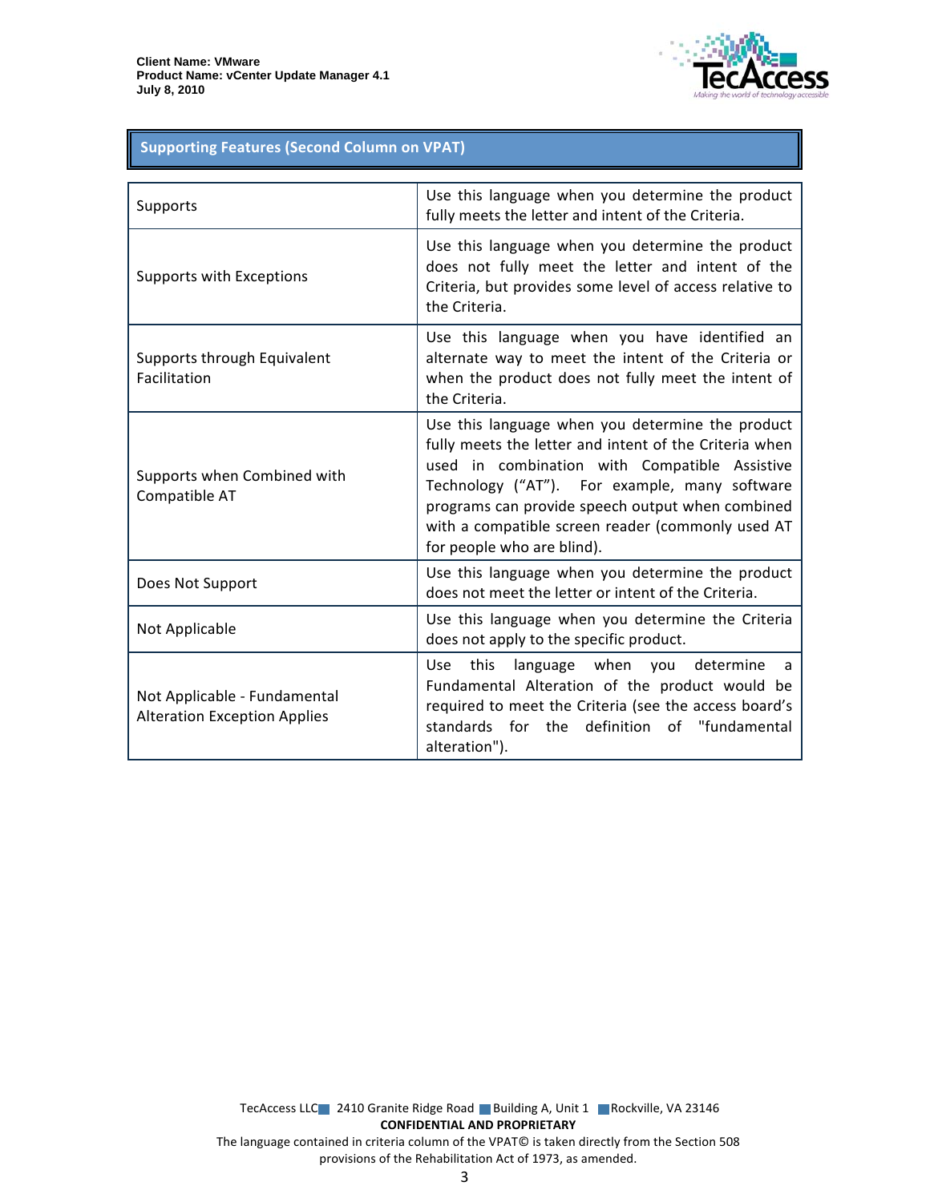## Supporting Features (Second Column on VPAT)

| | |
|---|---|
| Supports | Use this language when you determine the product fully meets the letter and intent of the Criteria. |
| Supports with Exceptions | Use this language when you determine the product does not fully meet the letter and intent of the Criteria, but provides some level of access relative to the Criteria. |
| Supports through Equivalent Facilitation | Use this language when you have identified an alternate way to meet the intent of the Criteria or when the product does not fully meet the intent of the Criteria. |
| Supports when Combined with Compatible AT | Use this language when you determine the product fully meets the letter and intent of the Criteria when used in combination with Compatible Assistive Technology (“AT”). For example, many software programs can provide speech output when combined with a compatible screen reader (commonly used AT for people who are blind). |
| Does Not Support | Use this language when you determine the product does not meet the letter or intent of the Criteria. |
| Not Applicable | Use this language when you determine the Criteria does not apply to the specific product. |
| Not Applicable - Fundamental Alteration Exception Applies | Use this language when you determine a Fundamental Alteration of the product would be required to meet the Criteria (see the access board's standards for the definition of "fundamental alteration"). |

TecAccess LLC 2410 Granite Ridge Road Building A, Unit 1 Rockville, VA 23146

**CONFIDENTIAL AND PROPRIETARY**

The language contained in criteria column of the VPAT© is taken directly from the Section 508 provisions of the Rehabilitation Act of 1973, as amended.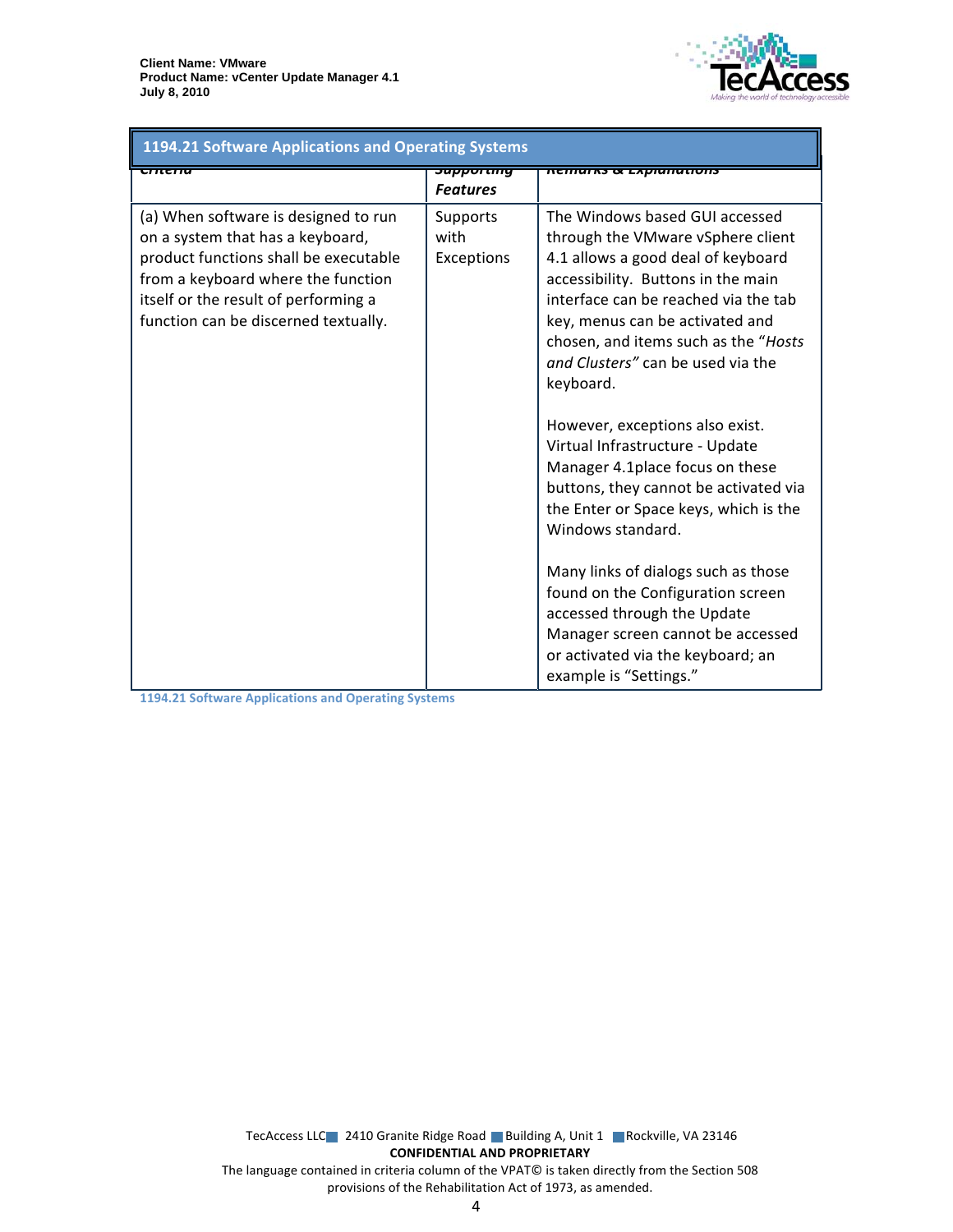| 1194.21 Software Applications and Operating Systems | | |
|---|---|---|
| Criteria | *Supporting Features* | *Remarks & Explanations* |
| (a) When software is designed to run on a system that has a keyboard, product functions shall be executable from a keyboard where the function itself or the result of performing a function can be discerned textually. | Supports with Exceptions | The Windows based GUI accessed through the VMware vSphere client 4.1 allows a good deal of keyboard accessibility. Buttons in the main interface can be reached via the tab key, menus can be activated and chosen, and items such as the "*Hosts and Clusters"* can be used via the keyboard.<br><br>However, exceptions also exist. Virtual Infrastructure - Update Manager 4.1place focus on these buttons, they cannot be activated via the Enter or Space keys, which is the Windows standard.<br><br>Many links of dialogs such as those found on the Configuration screen accessed through the Update Manager screen cannot be accessed or activated via the keyboard; an example is "Settings." |

1194.21 Software Applications and Operating Systems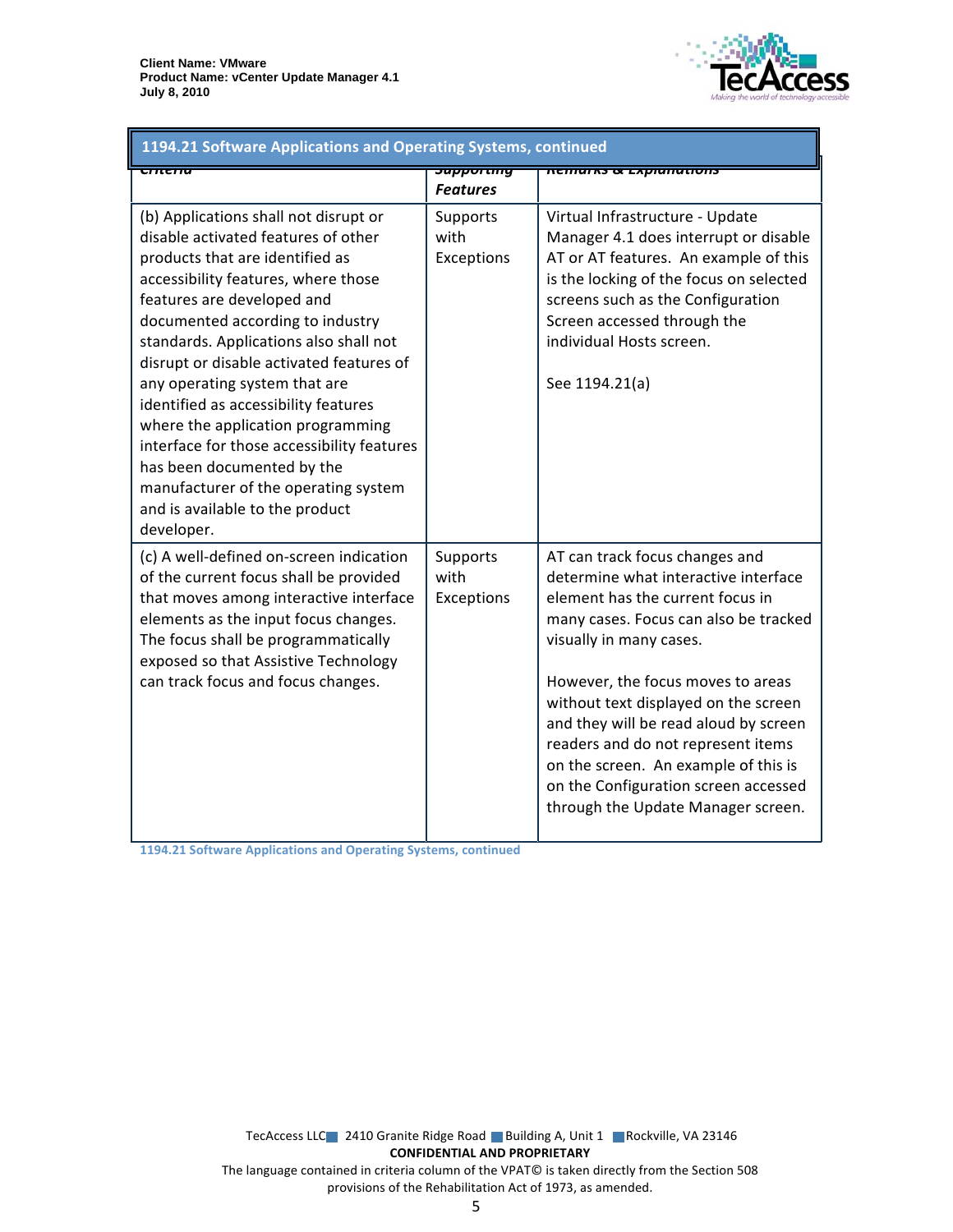| 1194.21 Software Applications and Operating Systems, continued | | |
|---|---|---|
| Criteria | Supporting Features | Remarks & Explanations |
| (b) Applications shall not disrupt or disable activated features of other products that are identified as accessibility features, where those features are developed and documented according to industry standards. Applications also shall not disrupt or disable activated features of any operating system that are identified as accessibility features where the application programming interface for those accessibility features has been documented by the manufacturer of the operating system and is available to the product developer. | Supports with Exceptions | Virtual Infrastructure - Update Manager 4.1 does interrupt or disable AT or AT features. An example of this is the locking of the focus on selected screens such as the Configuration Screen accessed through the individual Hosts screen.<br><br>See 1194.21(a) |
| (c) A well-defined on-screen indication of the current focus shall be provided that moves among interactive interface elements as the input focus changes. The focus shall be programmatically exposed so that Assistive Technology can track focus and focus changes. | Supports with Exceptions | AT can track focus changes and determine what interactive interface element has the current focus in many cases. Focus can also be tracked visually in many cases.<br><br>However, the focus moves to areas without text displayed on the screen and they will be read aloud by screen readers and do not represent items on the screen. An example of this is on the Configuration screen accessed through the Update Manager screen. |

1194.21 Software Applications and Operating Systems, continued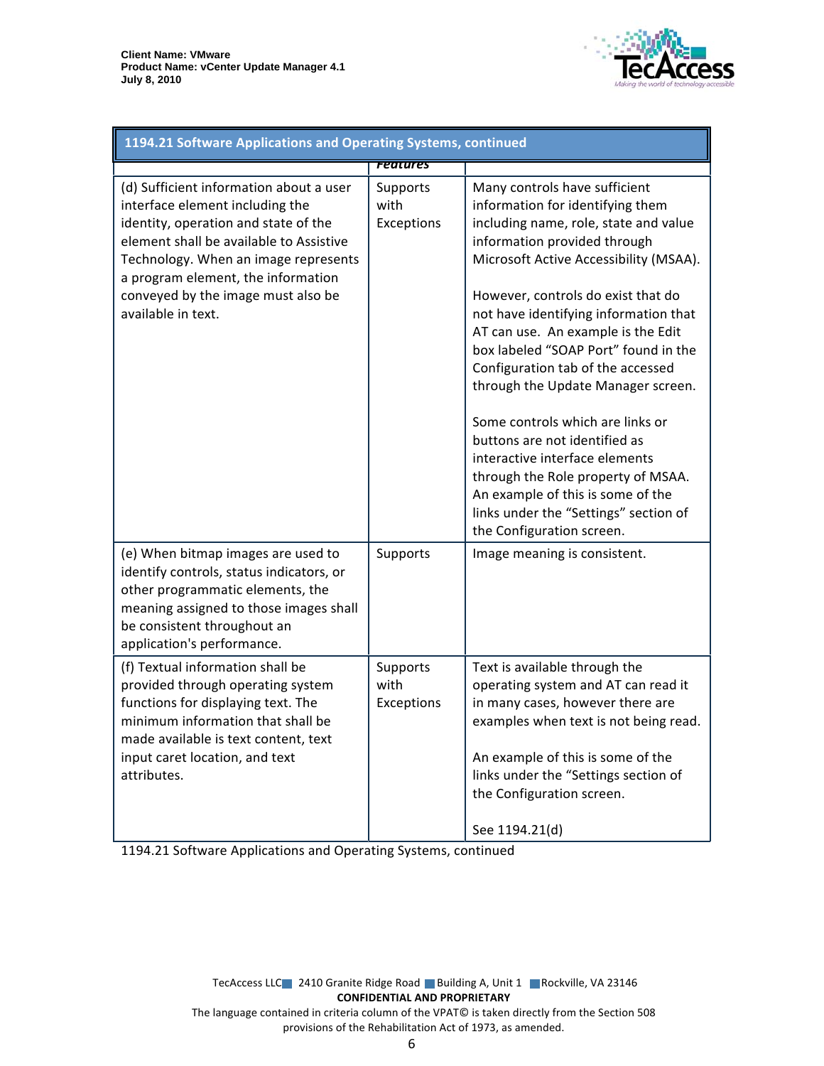| 1194.21 Software Applications and Operating Systems, continued | | |
|---|---|---|
| | *Features* | |
| (d) Sufficient information about a user interface element including the identity, operation and state of the element shall be available to Assistive Technology. When an image represents a program element, the information conveyed by the image must also be available in text. | Supports with Exceptions | Many controls have sufficient information for identifying them including name, role, state and value information provided through Microsoft Active Accessibility (MSAA).<br><br>However, controls do exist that do not have identifying information that AT can use. An example is the Edit box labeled "SOAP Port" found in the Configuration tab of the accessed through the Update Manager screen.<br><br>Some controls which are links or buttons are not identified as interactive interface elements through the Role property of MSAA. An example of this is some of the links under the "Settings" section of the Configuration screen. |
| (e) When bitmap images are used to identify controls, status indicators, or other programmatic elements, the meaning assigned to those images shall be consistent throughout an application's performance. | Supports | Image meaning is consistent. |
| (f) Textual information shall be provided through operating system functions for displaying text. The minimum information that shall be made available is text content, text input caret location, and text attributes. | Supports with Exceptions | Text is available through the operating system and AT can read it in many cases, however there are examples when text is not being read.<br><br>An example of this is some of the links under the "Settings section of the Configuration screen.<br><br>See 1194.21(d) |

1194.21 Software Applications and Operating Systems, continued

TecAccess LLC 2410 Granite Ridge Road Building A, Unit 1 Rockville, VA 23146
**CONFIDENTIAL AND PROPRIETARY**
The language contained in criteria column of the VPAT© is taken directly from the Section 508 provisions of the Rehabilitation Act of 1973, as amended.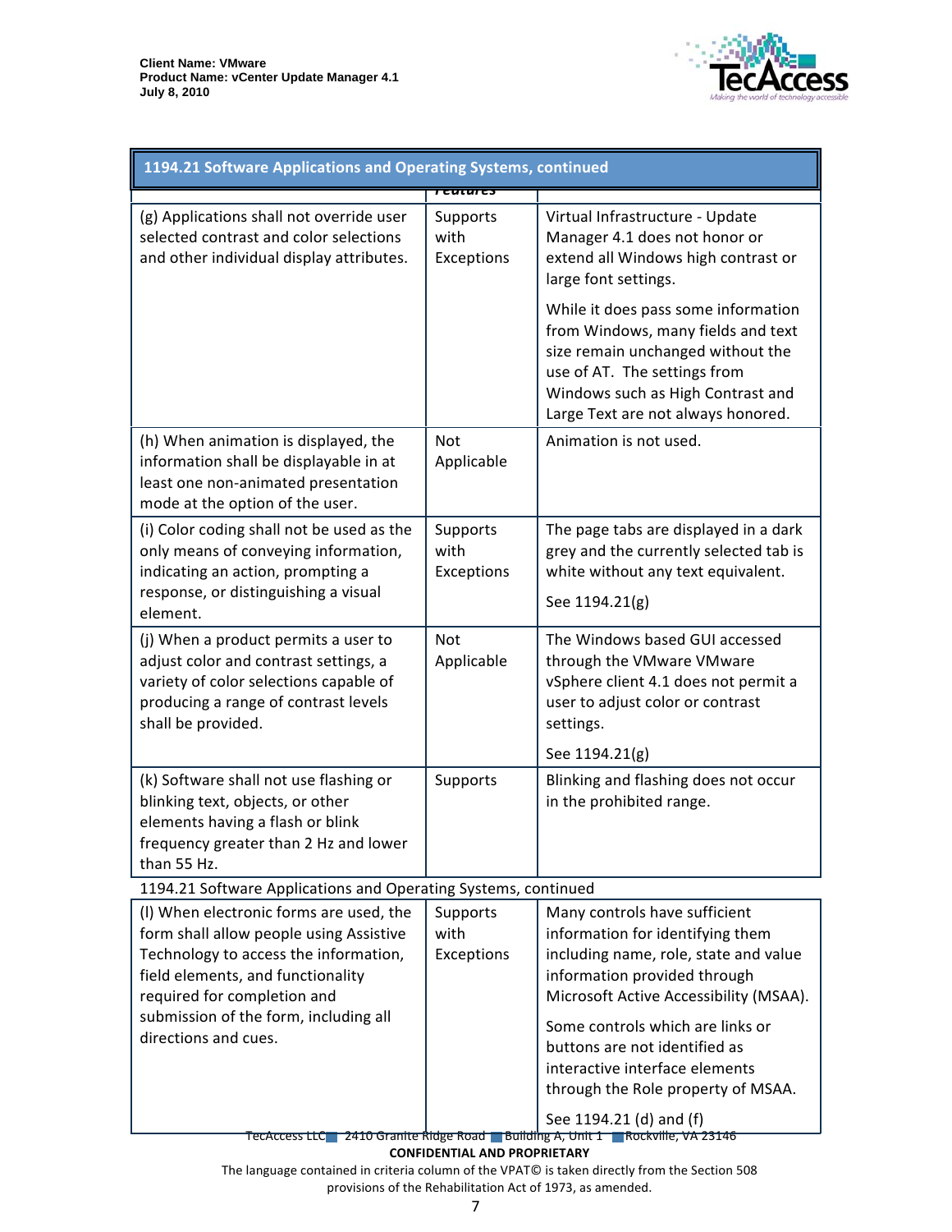| 1194.21 Software Applications and Operating Systems, continued | | |
|---|---|---|
| | *Features* | |
| (g) Applications shall not override user selected contrast and color selections and other individual display attributes. | Supports with Exceptions | Virtual Infrastructure - Update Manager 4.1 does not honor or extend all Windows high contrast or large font settings.<br><br>While it does pass some information from Windows, many fields and text size remain unchanged without the use of AT. The settings from Windows such as High Contrast and Large Text are not always honored. |
| (h) When animation is displayed, the information shall be displayable in at least one non-animated presentation mode at the option of the user. | Not Applicable | Animation is not used. |
| (i) Color coding shall not be used as the only means of conveying information, indicating an action, prompting a response, or distinguishing a visual element. | Supports with Exceptions | The page tabs are displayed in a dark grey and the currently selected tab is white without any text equivalent.<br><br>See 1194.21(g) |
| (j) When a product permits a user to adjust color and contrast settings, a variety of color selections capable of producing a range of contrast levels shall be provided. | Not Applicable | The Windows based GUI accessed through the VMware VMware vSphere client 4.1 does not permit a user to adjust color or contrast settings.<br><br>See 1194.21(g) |
| (k) Software shall not use flashing or blinking text, objects, or other elements having a flash or blink frequency greater than 2 Hz and lower than 55 Hz. | Supports | Blinking and flashing does not occur in the prohibited range. |

1194.21 Software Applications and Operating Systems, continued

| | | |
|---|---|---|
| (l) When electronic forms are used, the form shall allow people using Assistive Technology to access the information, field elements, and functionality required for completion and submission of the form, including all directions and cues. | Supports with Exceptions | Many controls have sufficient information for identifying them including name, role, state and value information provided through Microsoft Active Accessibility (MSAA).<br><br>Some controls which are links or buttons are not identified as interactive interface elements through the Role property of MSAA.<br><br>See 1194.21 (d) and (f) |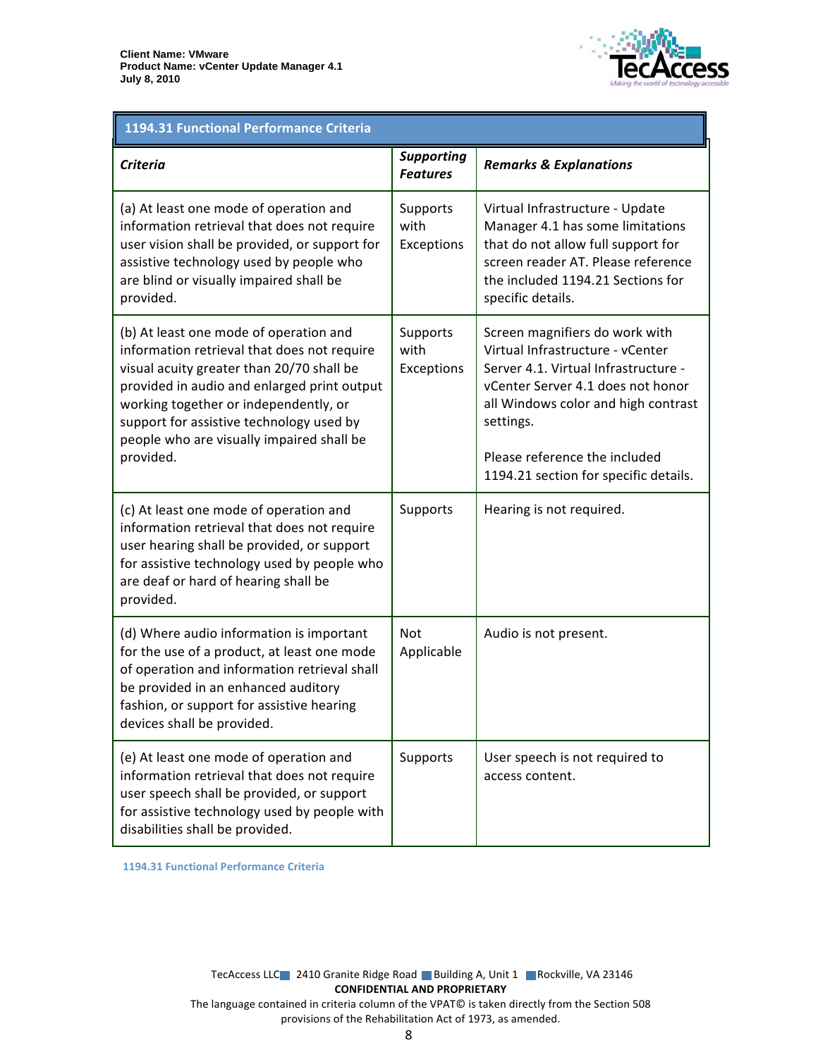| 1194.31 Functional Performance Criteria | | |
|---|---|---|
| ***Criteria*** | ***Supporting Features*** | ***Remarks & Explanations*** |
| (a) At least one mode of operation and information retrieval that does not require user vision shall be provided, or support for assistive technology used by people who are blind or visually impaired shall be provided. | Supports with Exceptions | Virtual Infrastructure - Update Manager 4.1 has some limitations that do not allow full support for screen reader AT. Please reference the included 1194.21 Sections for specific details. |
| (b) At least one mode of operation and information retrieval that does not require visual acuity greater than 20/70 shall be provided in audio and enlarged print output working together or independently, or support for assistive technology used by people who are visually impaired shall be provided. | Supports with Exceptions | Screen magnifiers do work with Virtual Infrastructure - vCenter Server 4.1. Virtual Infrastructure - vCenter Server 4.1 does not honor all Windows color and high contrast settings.<br><br>Please reference the included 1194.21 section for specific details. |
| (c) At least one mode of operation and information retrieval that does not require user hearing shall be provided, or support for assistive technology used by people who are deaf or hard of hearing shall be provided. | Supports | Hearing is not required. |
| (d) Where audio information is important for the use of a product, at least one mode of operation and information retrieval shall be provided in an enhanced auditory fashion, or support for assistive hearing devices shall be provided. | Not Applicable | Audio is not present. |
| (e) At least one mode of operation and information retrieval that does not require user speech shall be provided, or support for assistive technology used by people with disabilities shall be provided. | Supports | User speech is not required to access content. |

1194.31 Functional Performance Criteria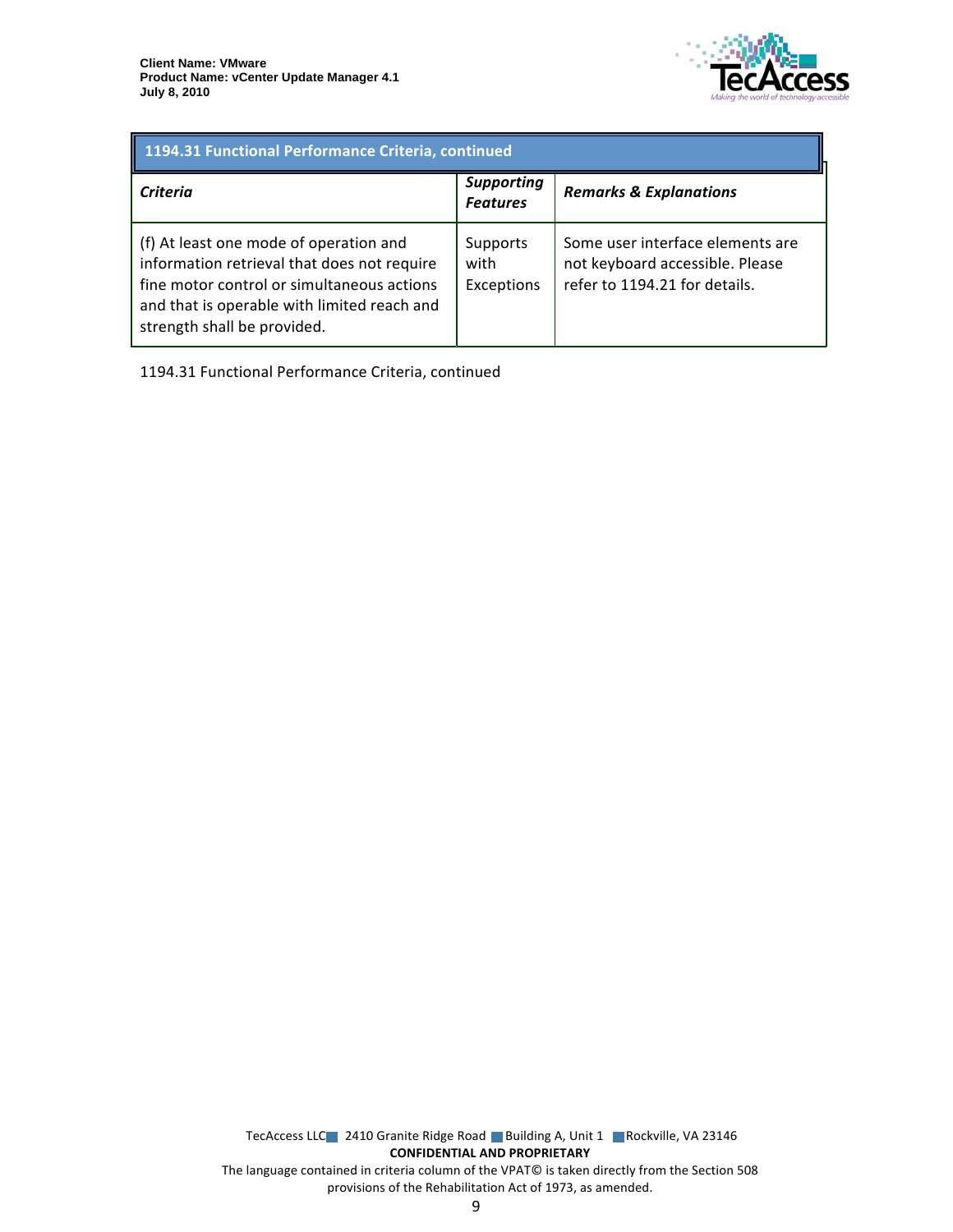| 1194.31 Functional Performance Criteria, continued | | |
|---|---|---|
| ***Criteria*** | ***Supporting Features*** | ***Remarks & Explanations*** |
| (f) At least one mode of operation and information retrieval that does not require fine motor control or simultaneous actions and that is operable with limited reach and strength shall be provided. | Supports with Exceptions | Some user interface elements are not keyboard accessible. Please refer to 1194.21 for details. |

1194.31 Functional Performance Criteria, continued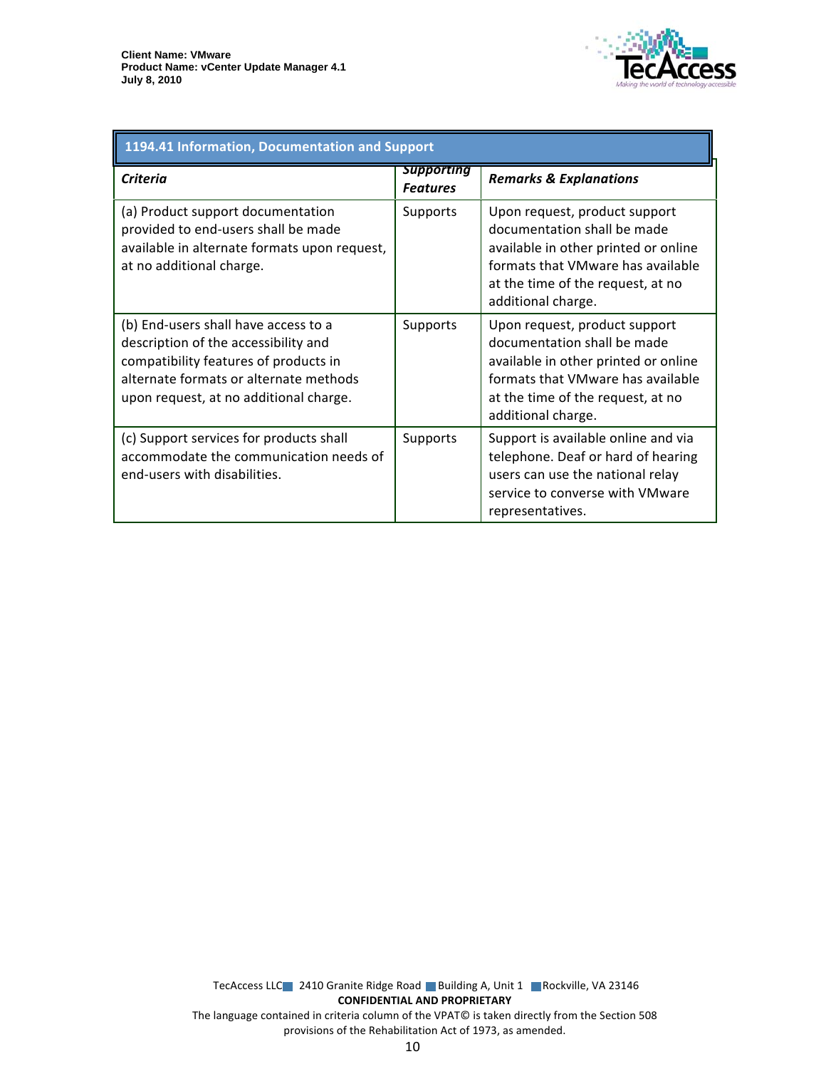| 1194.41 Information, Documentation and Support | | |
|---|---|---|
| ***Criteria*** | ***Supporting Features*** | ***Remarks & Explanations*** |
| (a) Product support documentation provided to end-users shall be made available in alternate formats upon request, at no additional charge. | Supports | Upon request, product support documentation shall be made available in other printed or online formats that VMware has available at the time of the request, at no additional charge. |
| (b) End-users shall have access to a description of the accessibility and compatibility features of products in alternate formats or alternate methods upon request, at no additional charge. | Supports | Upon request, product support documentation shall be made available in other printed or online formats that VMware has available at the time of the request, at no additional charge. |
| (c) Support services for products shall accommodate the communication needs of end-users with disabilities. | Supports | Support is available online and via telephone. Deaf or hard of hearing users can use the national relay service to converse with VMware representatives. |